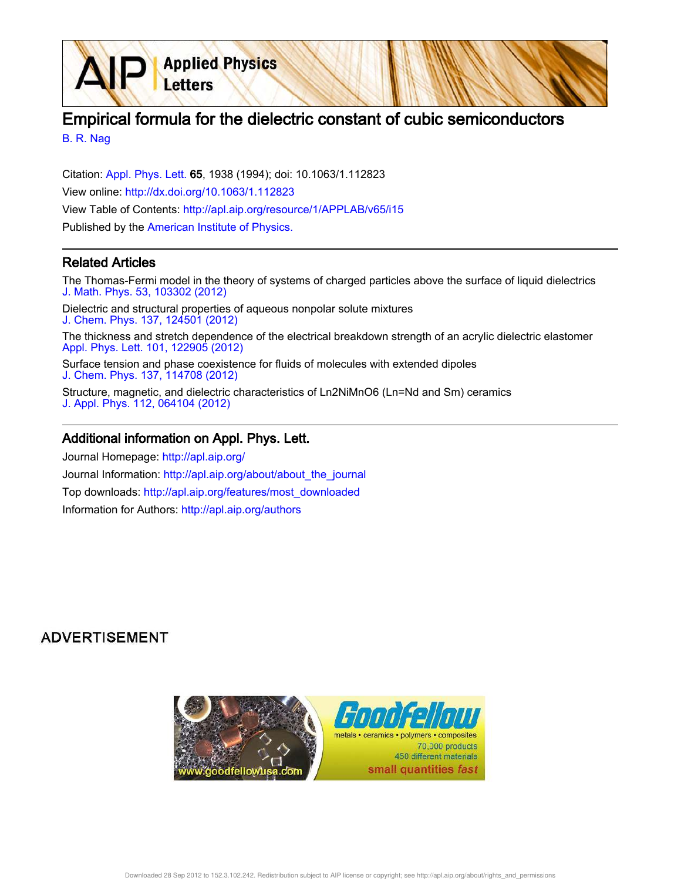# Empirical formula for the dielectric constant of cubic semiconductors

B. R. Nag

Citation: Appl. Phys. Lett. **65**, 1938 (1994); doi: 10.1063/1.112823

View online: http://dx.doi.org/10.1063/1.112823

View Table of Contents: http://apl.aip.org/resource/1/APPLAB/v65/i15

Published by the American Institute of Physics.

## Related Articles

The Thomas-Fermi model in the theory of systems of charged particles above the surface of liquid dielectrics
J. Math. Phys. 53, 103302 (2012)

Dielectric and structural properties of aqueous nonpolar solute mixtures
J. Chem. Phys. 137, 124501 (2012)

The thickness and stretch dependence of the electrical breakdown strength of an acrylic dielectric elastomer
Appl. Phys. Lett. 101, 122905 (2012)

Surface tension and phase coexistence for fluids of molecules with extended dipoles
J. Chem. Phys. 137, 114708 (2012)

Structure, magnetic, and dielectric characteristics of $Ln_2NiMnO_6$ (Ln=Nd and Sm) ceramics
J. Appl. Phys. 112, 064104 (2012)

## Additional information on Appl. Phys. Lett.

Journal Homepage: http://apl.aip.org/

Journal Information: http://apl.aip.org/about/about_the_journal

Top downloads: http://apl.aip.org/features/most_downloaded

Information for Authors: http://apl.aip.org/authors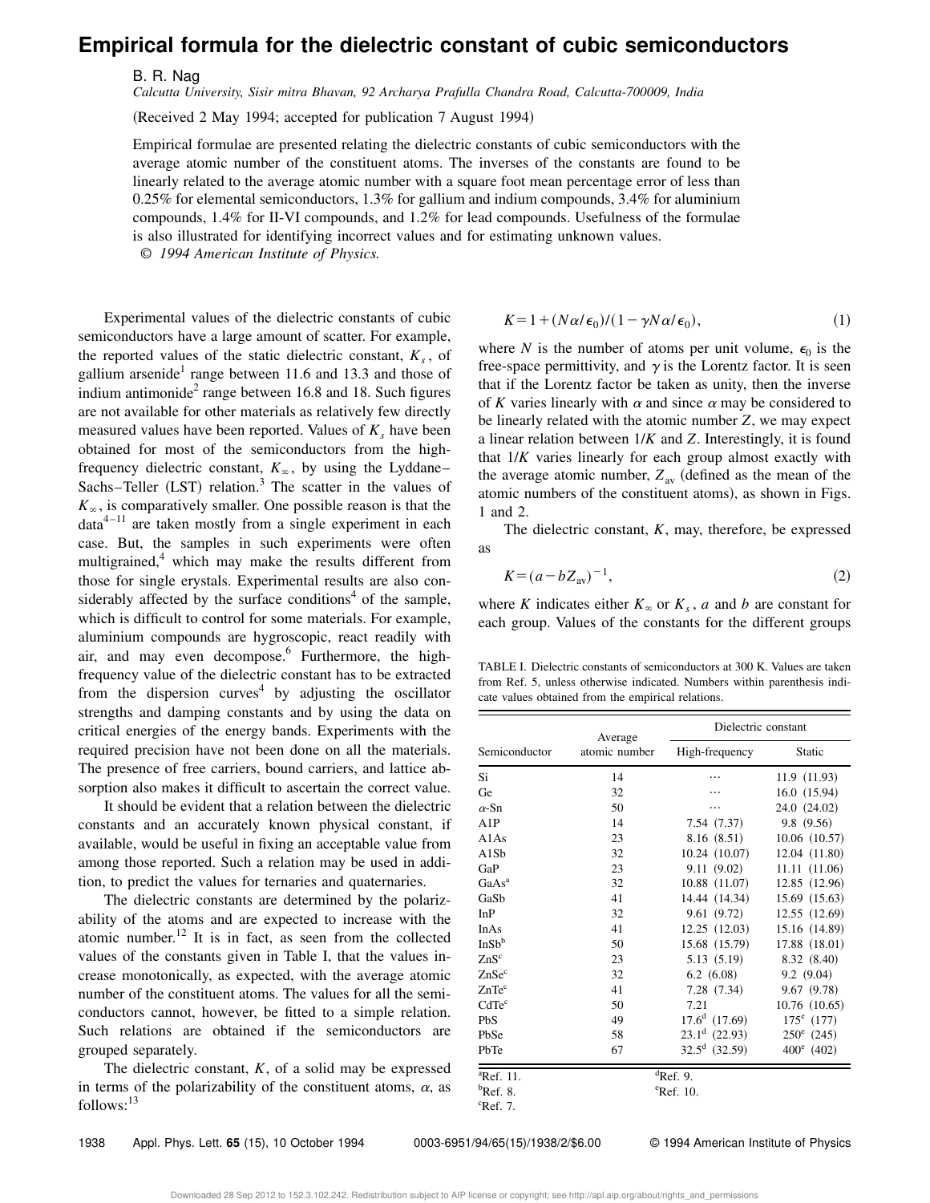# Empirical formula for the dielectric constant of cubic semiconductors

B. R. Nag

*Calcutta University, Sisir mitra Bhavan, 92 Archarya Prafulla Chandra Road, Calcutta-700009, India*

(Received 2 May 1994; accepted for publication 7 August 1994)

Empirical formulae are presented relating the dielectric constants of cubic semiconductors with the average atomic number of the constituent atoms. The inverses of the constants are found to be linearly related to the average atomic number with a square foot mean percentage error of less than 0.25% for elemental semiconductors, 1.3% for gallium and indium compounds, 3.4% for aluminium compounds, 1.4% for II-VI compounds, and 1.2% for lead compounds. Usefulness of the formulae is also illustrated for identifying incorrect values and for estimating unknown values.
© *1994 American Institute of Physics.*

Experimental values of the dielectric constants of cubic semiconductors have a large amount of scatter. For example, the reported values of the static dielectric constant, $K_s$, of gallium arsenide[1] range between 11.6 and 13.3 and those of indium antimonide[2] range between 16.8 and 18. Such figures are not available for other materials as relatively few directly measured values have been reported. Values of $K_s$ have been obtained for most of the semiconductors from the high-frequency dielectric constant, $K_\infty$, by using the Lyddane–Sachs–Teller (LST) relation.[3] The scatter in the values of $K_\infty$, is comparatively smaller. One possible reason is that the data[4–11] are taken mostly from a single experiment in each case. But, the samples in such experiments were often multigrained,[4] which may make the results different from those for single erystals. Experimental results are also considerably affected by the surface conditions[4] of the sample, which is difficult to control for some materials. For example, aluminium compounds are hygroscopic, react readily with air, and may even decompose.[6] Furthermore, the high-frequency value of the dielectric constant has to be extracted from the dispersion curves[4] by adjusting the oscillator strengths and damping constants and by using the data on critical energies of the energy bands. Experiments with the required precision have not been done on all the materials. The presence of free carriers, bound carriers, and lattice absorption also makes it difficult to ascertain the correct value.

It should be evident that a relation between the dielectric constants and an accurately known physical constant, if available, would be useful in fixing an acceptable value from among those reported. Such a relation may be used in addition, to predict the values for ternaries and quaternaries.

The dielectric constants are determined by the polarizability of the atoms and are expected to increase with the atomic number.[12] It is in fact, as seen from the collected values of the constants given in Table I, that the values increase monotonically, as expected, with the average atomic number of the constituent atoms. The values for all the semiconductors cannot, however, be fitted to a simple relation. Such relations are obtained if the semiconductors are grouped separately.

The dielectric constant, $K$, of a solid may be expressed in terms of the polarizability of the constituent atoms, $\alpha$, as follows:[13]

$$K=1+(N\alpha/\epsilon_0)/(1-\gamma N\alpha/\epsilon_0), \tag{1}$$

where $N$ is the number of atoms per unit volume, $\epsilon_0$ is the free-space permittivity, and $\gamma$ is the Lorentz factor. It is seen that if the Lorentz factor be taken as unity, then the inverse of $K$ varies linearly with $\alpha$ and since $\alpha$ may be considered to be linearly related with the atomic number $Z$, we may expect a linear relation between $1/K$ and $Z$. Interestingly, it is found that $1/K$ varies linearly for each group almost exactly with the average atomic number, $Z_{av}$ (defined as the mean of the atomic numbers of the constituent atoms), as shown in Figs. 1 and 2.

The dielectric constant, $K$, may, therefore, be expressed as

$$K=(a-bZ_{av})^{-1}, \tag{2}$$

where $K$ indicates either $K_\infty$ or $K_s$, $a$ and $b$ are constant for each group. Values of the constants for the different groups

TABLE I. Dielectric constants of semiconductors at 300 K. Values are taken from Ref. 5, unless otherwise indicated. Numbers within parenthesis indicate values obtained from the empirical relations.

| Semiconductor | Average atomic number | Dielectric constant | |
|---|---|---|---|
| | | High-frequency | Static |
| Si | 14 | ... | 11.9 (11.93) |
| Ge | 32 | ... | 16.0 (15.94) |
| α-Sn | 50 | ... | 24.0 (24.02) |
| A1P | 14 | 7.54 (7.37) | 9.8 (9.56) |
| A1As | 23 | 8.16 (8.51) | 10.06 (10.57) |
| A1Sb | 32 | 10.24 (10.07) | 12.04 (11.80) |
| GaP | 23 | 9.11 (9.02) | 11.11 (11.06) |
| GaAs[a] | 32 | 10.88 (11.07) | 12.85 (12.96) |
| GaSb | 41 | 14.44 (14.34) | 15.69 (15.63) |
| InP | 32 | 9.61 (9.72) | 12.55 (12.69) |
| InAs | 41 | 12.25 (12.03) | 15.16 (14.89) |
| InSb[b] | 50 | 15.68 (15.79) | 17.88 (18.01) |
| ZnS[c] | 23 | 5.13 (5.19) | 8.32 (8.40) |
| ZnSe[c] | 32 | 6.2 (6.08) | 9.2 (9.04) |
| ZnTe[c] | 41 | 7.28 (7.34) | 9.67 (9.78) |
| CdTe[c] | 50 | 7.21 | 10.76 (10.65) |
| PbS | 49 | 17.6[d] (17.69) | 175[e] (177) |
| PbSe | 58 | 23.1[d] (22.93) | 250[e] (245) |
| PbTe | 67 | 32.5[d] (32.59) | 400[e] (402) |

[a]Ref. 11.
[b]Ref. 8.
[c]Ref. 7.
[d]Ref. 9.
[e]Ref. 10.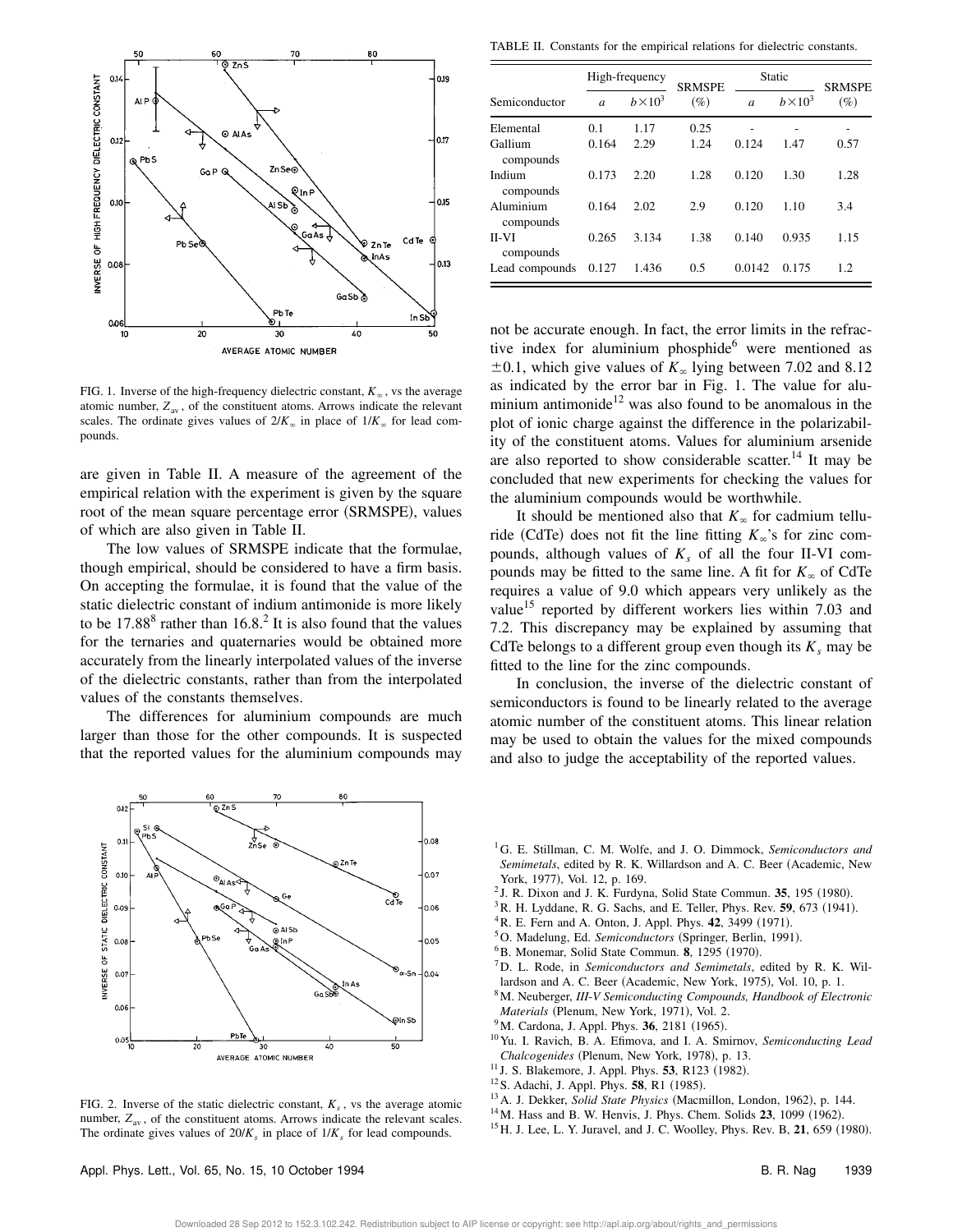FIG. 1. Inverse of the high-frequency dielectric constant, $K_\infty$, vs the average atomic number, $Z_{av}$, of the constituent atoms. Arrows indicate the relevant scales. The ordinate gives values of $2/K_\infty$ in place of $1/K_\infty$ for lead compounds.

are given in Table II. A measure of the agreement of the empirical relation with the experiment is given by the square root of the mean square percentage error (SRMSPE), values of which are also given in Table II.

The low values of SRMSPE indicate that the formulae, though empirical, should be considered to have a firm basis. On accepting the formulae, it is found that the value of the static dielectric constant of indium antimonide is more likely to be 17.88[8] rather than 16.8.[2] It is also found that the values for the ternaries and quaternaries would be obtained more accurately from the linearly interpolated values of the inverse of the dielectric constants, rather than from the interpolated values of the constants themselves.

The differences for aluminium compounds are much larger than those for the other compounds. It is suspected that the reported values for the aluminium compounds may

FIG. 2. Inverse of the static dielectric constant, $K_s$, vs the average atomic number, $Z_{av}$, of the constituent atoms. Arrows indicate the relevant scales. The ordinate gives values of $20/K_s$ in place of $1/K_s$ for lead compounds.

TABLE II. Constants for the empirical relations for dielectric constants.

| Semiconductor | High-frequency | | SRMSPE | Static | | SRMSPE |
|---|---|---|---|---|---|---|
| | $a$ | $b\times10^3$ | (%) | $a$ | $b\times10^3$ | (%) |
| Elemental | 0.1 | 1.17 | 0.25 | - | - | - |
| Gallium compounds | 0.164 | 2.29 | 1.24 | 0.124 | 1.47 | 0.57 |
| Indium compounds | 0.173 | 2.20 | 1.28 | 0.120 | 1.30 | 1.28 |
| Aluminium compounds | 0.164 | 2.02 | 2.9 | 0.120 | 1.10 | 3.4 |
| II-VI compounds | 0.265 | 3.134 | 1.38 | 0.140 | 0.935 | 1.15 |
| Lead compounds | 0.127 | 1.436 | 0.5 | 0.0142 | 0.175 | 1.2 |

not be accurate enough. In fact, the error limits in the refractive index for aluminium phosphide[6] were mentioned as $\pm0.1$, which give values of $K_\infty$ lying between 7.02 and 8.12 as indicated by the error bar in Fig. 1. The value for aluminium antimonide[12] was also found to be anomalous in the plot of ionic charge against the difference in the polarizability of the constituent atoms. Values for aluminium arsenide are also reported to show considerable scatter.[14] It may be concluded that new experiments for checking the values for the aluminium compounds would be worthwhile.

It should be mentioned also that $K_\infty$ for cadmium telluride (CdTe) does not fit the line fitting $K_\infty$'s for zinc compounds, although values of $K_s$ of all the four II-VI compounds may be fitted to the same line. A fit for $K_\infty$ of CdTe requires a value of 9.0 which appears very unlikely as the value[15] reported by different workers lies within 7.03 and 7.2. This discrepancy may be explained by assuming that CdTe belongs to a different group even though its $K_s$ may be fitted to the line for the zinc compounds.

In conclusion, the inverse of the dielectric constant of semiconductors is found to be linearly related to the average atomic number of the constituent atoms. This linear relation may be used to obtain the values for the mixed compounds and also to judge the acceptability of the reported values.

[1] G. E. Stillman, C. M. Wolfe, and J. O. Dimmock, *Semiconductors and Semimetals*, edited by R. K. Willardson and A. C. Beer (Academic, New York, 1977), Vol. 12, p. 169.
[2] J. R. Dixon and J. K. Furdyna, Solid State Commun. **35**, 195 (1980).
[3] R. H. Lyddane, R. G. Sachs, and E. Teller, Phys. Rev. **59**, 673 (1941).
[4] R. E. Fern and A. Onton, J. Appl. Phys. **42**, 3499 (1971).
[5] O. Madelung, Ed. *Semiconductors* (Springer, Berlin, 1991).
[6] B. Monemar, Solid State Commun. **8**, 1295 (1970).
[7] D. L. Rode, in *Semiconductors and Semimetals*, edited by R. K. Willardson and A. C. Beer (Academic, New York, 1975), Vol. 10, p. 1.
[8] M. Neuberger, *III-V Semiconducting Compounds, Handbook of Electronic Materials* (Plenum, New York, 1971), Vol. 2.
[9] M. Cardona, J. Appl. Phys. **36**, 2181 (1965).
[10] Yu. I. Ravich, B. A. Efimova, and I. A. Smirnov, *Semiconducting Lead Chalcogenides* (Plenum, New York, 1978), p. 13.
[11] J. S. Blakemore, J. Appl. Phys. **53**, R123 (1982).
[12] S. Adachi, J. Appl. Phys. **58**, R1 (1985).
[13] A. J. Dekker, *Solid State Physics* (Macmillon, London, 1962), p. 144.
[14] M. Hass and B. W. Henvis, J. Phys. Chem. Solids **23**, 1099 (1962).
[15] H. J. Lee, L. Y. Juravel, and J. C. Woolley, Phys. Rev. B, **21**, 659 (1980).